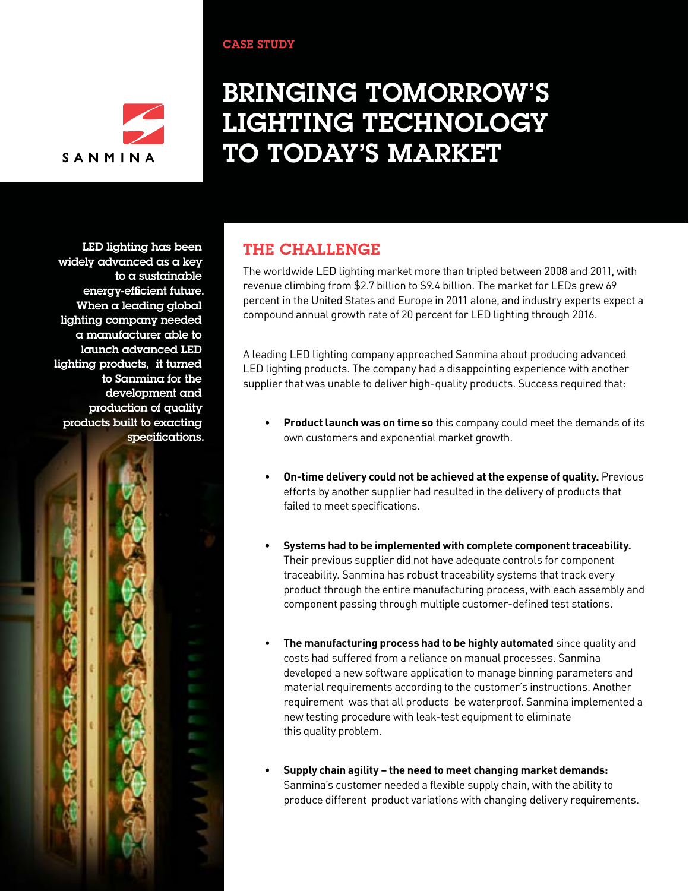CASE STUDY

# BRINGING TOMORROW'S LIGHTING TECHNOLOGY TO TODAY'S MARKET

SANMINA

LED lighting has been widely advanced as a key to a sustainable energy-efficient future. When a leading global lighting company needed a manufacturer able to launch advanced LED lighting products, it turned to Sanmina for the development and production of quality products built to exacting specifications.

## THE CHALLENGE

The worldwide LED lighting market more than tripled between 2008 and 2011, with revenue climbing from $2.7 billion to $9.4 billion. The market for LEDs grew 69 percent in the United States and Europe in 2011 alone, and industry experts expect a compound annual growth rate of 20 percent for LED lighting through 2016.

A leading LED lighting company approached Sanmina about producing advanced LED lighting products. The company had a disappointing experience with another supplier that was unable to deliver high-quality products. Success required that:

- **Product launch was on time so** this company could meet the demands of its own customers and exponential market growth.
- **On-time delivery could not be achieved at the expense of quality.** Previous efforts by another supplier had resulted in the delivery of products that failed to meet specifications.
- **Systems had to be implemented with complete component traceability.** Their previous supplier did not have adequate controls for component traceability. Sanmina has robust traceability systems that track every product through the entire manufacturing process, with each assembly and component passing through multiple customer-defined test stations.
- **The manufacturing process had to be highly automated** since quality and costs had suffered from a reliance on manual processes. Sanmina developed a new software application to manage binning parameters and material requirements according to the customer's instructions. Another requirement was that all products be waterproof. Sanmina implemented a new testing procedure with leak-test equipment to eliminate this quality problem.
- **Supply chain agility – the need to meet changing market demands:** Sanmina's customer needed a flexible supply chain, with the ability to produce different product variations with changing delivery requirements.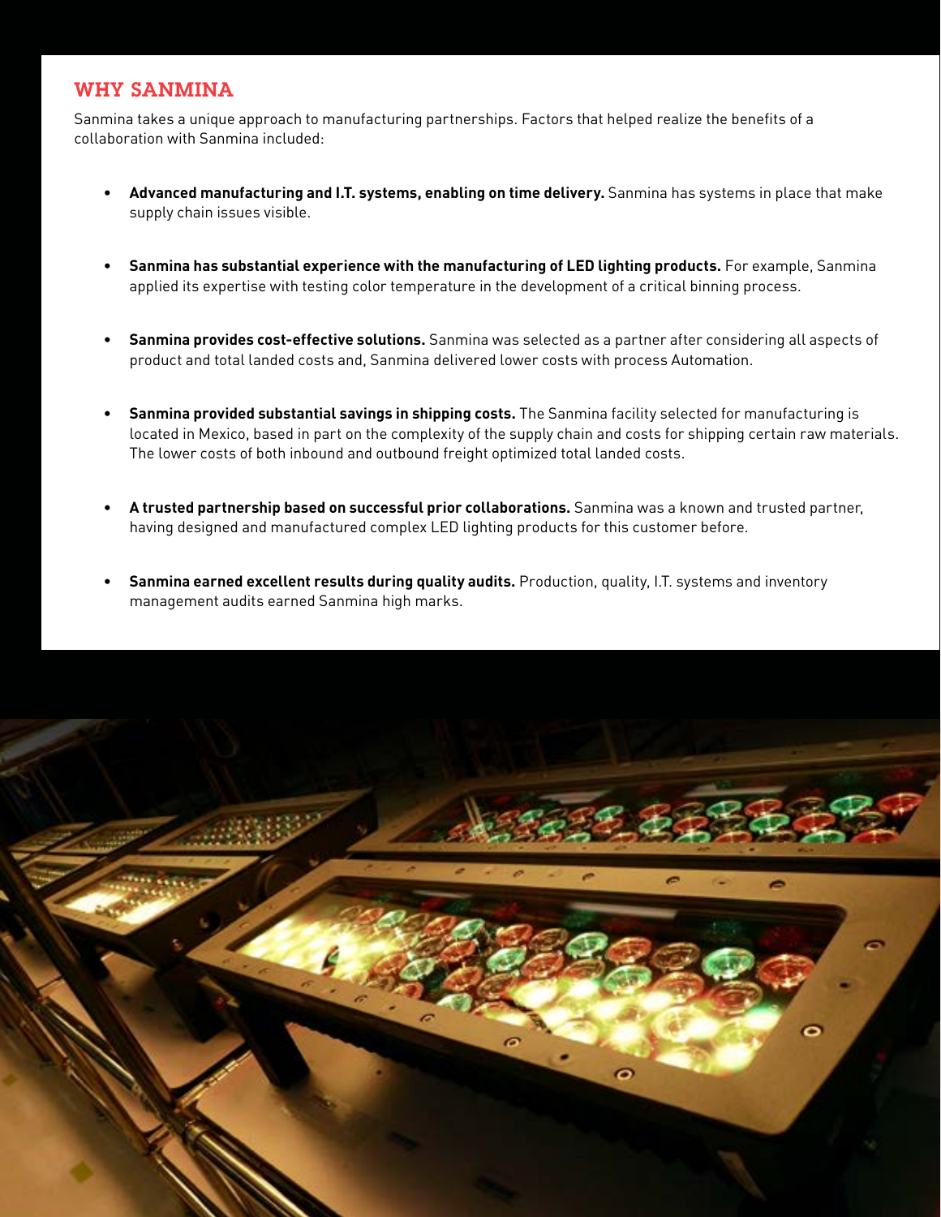## WHY SANMINA

Sanmina takes a unique approach to manufacturing partnerships. Factors that helped realize the benefits of a collaboration with Sanmina included:

- **Advanced manufacturing and I.T. systems, enabling on time delivery.** Sanmina has systems in place that make supply chain issues visible.
- **Sanmina has substantial experience with the manufacturing of LED lighting products.** For example, Sanmina applied its expertise with testing color temperature in the development of a critical binning process.
- **Sanmina provides cost-effective solutions.** Sanmina was selected as a partner after considering all aspects of product and total landed costs and, Sanmina delivered lower costs with process Automation.
- **Sanmina provided substantial savings in shipping costs.** The Sanmina facility selected for manufacturing is located in Mexico, based in part on the complexity of the supply chain and costs for shipping certain raw materials. The lower costs of both inbound and outbound freight optimized total landed costs.
- **A trusted partnership based on successful prior collaborations.** Sanmina was a known and trusted partner, having designed and manufactured complex LED lighting products for this customer before.
- **Sanmina earned excellent results during quality audits.** Production, quality, I.T. systems and inventory management audits earned Sanmina high marks.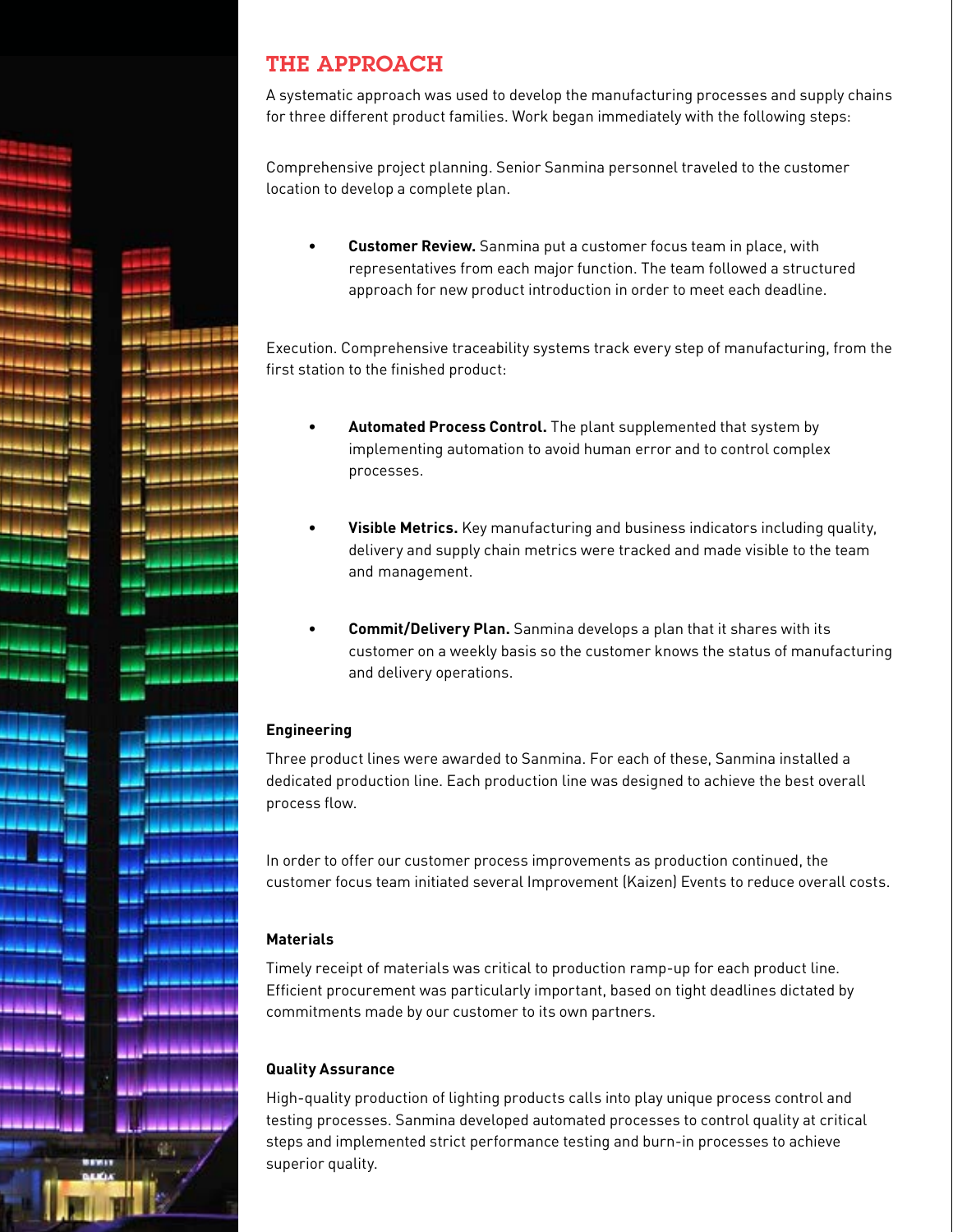## THE APPROACH

A systematic approach was used to develop the manufacturing processes and supply chains for three different product families. Work began immediately with the following steps:

Comprehensive project planning. Senior Sanmina personnel traveled to the customer location to develop a complete plan.

- **Customer Review.** Sanmina put a customer focus team in place, with representatives from each major function. The team followed a structured approach for new product introduction in order to meet each deadline.

Execution. Comprehensive traceability systems track every step of manufacturing, from the first station to the finished product:

- **Automated Process Control.** The plant supplemented that system by implementing automation to avoid human error and to control complex processes.
- **Visible Metrics.** Key manufacturing and business indicators including quality, delivery and supply chain metrics were tracked and made visible to the team and management.
- **Commit/Delivery Plan.** Sanmina develops a plan that it shares with its customer on a weekly basis so the customer knows the status of manufacturing and delivery operations.

### Engineering

Three product lines were awarded to Sanmina. For each of these, Sanmina installed a dedicated production line. Each production line was designed to achieve the best overall process flow.

In order to offer our customer process improvements as production continued, the customer focus team initiated several Improvement (Kaizen) Events to reduce overall costs.

### Materials

Timely receipt of materials was critical to production ramp-up for each product line. Efficient procurement was particularly important, based on tight deadlines dictated by commitments made by our customer to its own partners.

### Quality Assurance

High-quality production of lighting products calls into play unique process control and testing processes. Sanmina developed automated processes to control quality at critical steps and implemented strict performance testing and burn-in processes to achieve superior quality.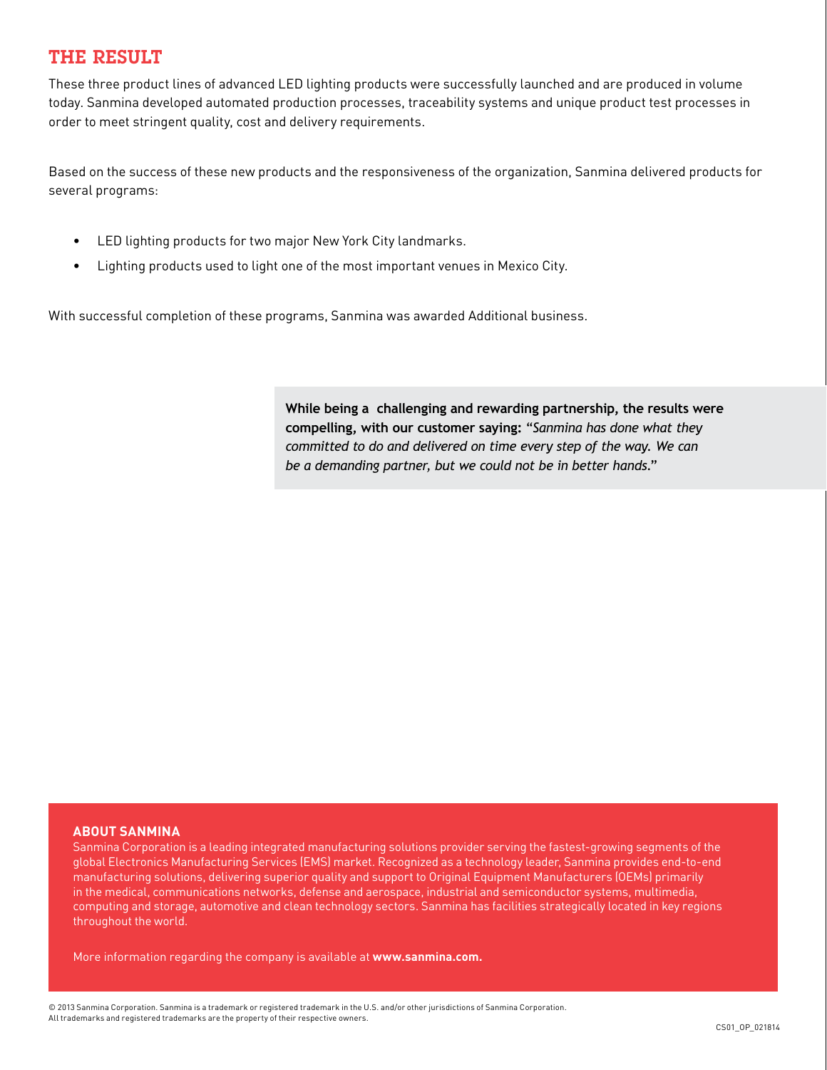## THE RESULT

These three product lines of advanced LED lighting products were successfully launched and are produced in volume today. Sanmina developed automated production processes, traceability systems and unique product test processes in order to meet stringent quality, cost and delivery requirements.

Based on the success of these new products and the responsiveness of the organization, Sanmina delivered products for several programs:

- LED lighting products for two major New York City landmarks.
- Lighting products used to light one of the most important venues in Mexico City.

With successful completion of these programs, Sanmina was awarded Additional business.

**While being a challenging and rewarding partnership, the results were compelling, with our customer saying:** "*Sanmina has done what they committed to do and delivered on time every step of the way. We can be a demanding partner, but we could not be in better hands.*"

**ABOUT SANMINA**

Sanmina Corporation is a leading integrated manufacturing solutions provider serving the fastest-growing segments of the global Electronics Manufacturing Services (EMS) market. Recognized as a technology leader, Sanmina provides end-to-end manufacturing solutions, delivering superior quality and support to Original Equipment Manufacturers (OEMs) primarily in the medical, communications networks, defense and aerospace, industrial and semiconductor systems, multimedia, computing and storage, automotive and clean technology sectors. Sanmina has facilities strategically located in key regions throughout the world.

More information regarding the company is available at **www.sanmina.com.**

© 2013 Sanmina Corporation. Sanmina is a trademark or registered trademark in the U.S. and/or other jurisdictions of Sanmina Corporation. All trademarks and registered trademarks are the property of their respective owners.

CS01_OP_021814